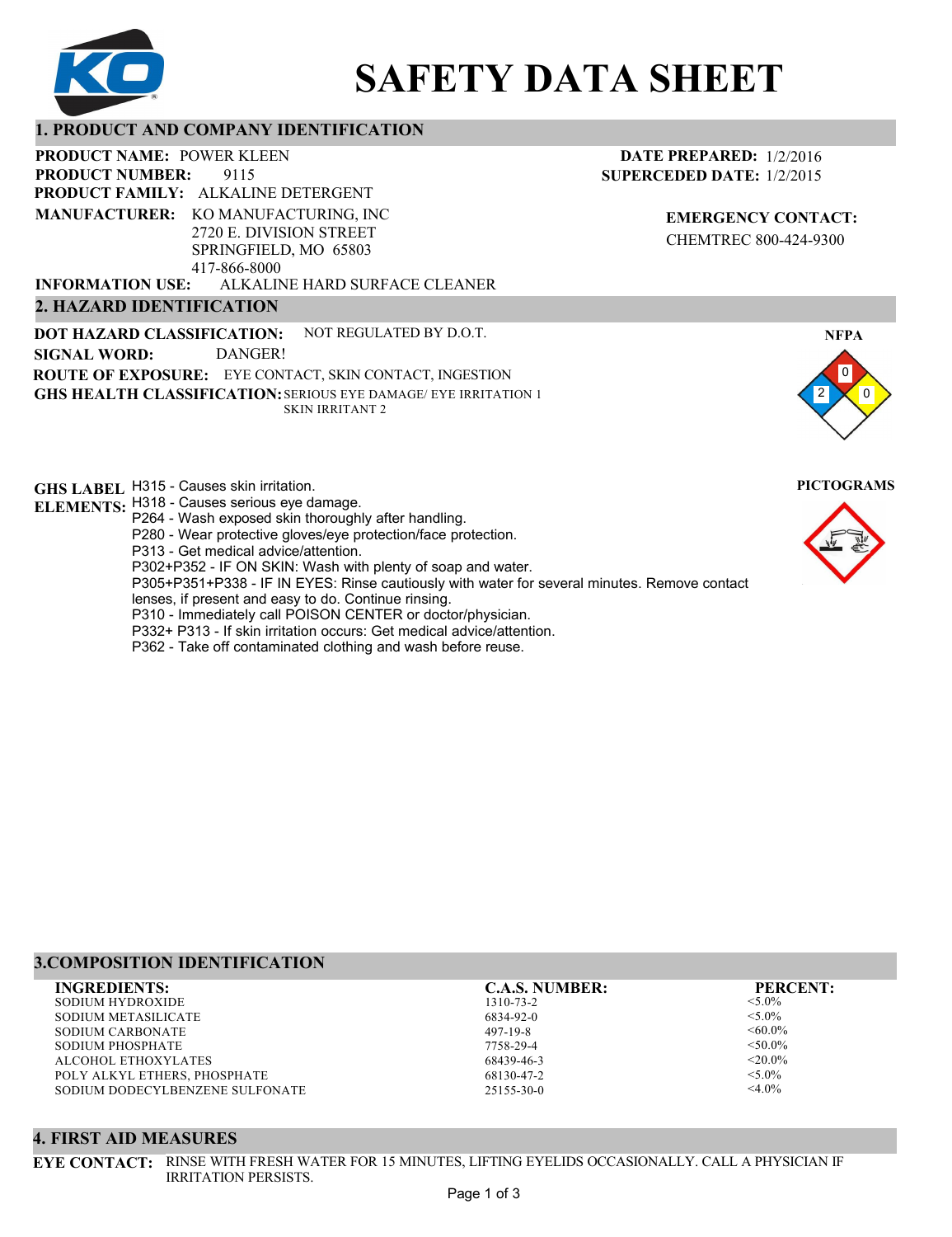# SAFETY DATA SHEET

## 1. PRODUCT AND COMPANY IDENTIFICATION

**PRODUCT NAME:** POWER KLEEN
**PRODUCT NUMBER:** 9115
**PRODUCT FAMILY:** ALKALINE DETERGENT
**MANUFACTURER:** KO MANUFACTURING, INC
2720 E. DIVISION STREET
SPRINGFIELD, MO 65803
417-866-8000
**INFORMATION USE:** ALKALINE HARD SURFACE CLEANER

**DATE PREPARED:** 1/2/2016
**SUPERCEDED DATE:** 1/2/2015

**EMERGENCY CONTACT:**
CHEMTREC 800-424-9300

## 2. HAZARD IDENTIFICATION

**DOT HAZARD CLASSIFICATION:** NOT REGULATED BY D.O.T.
**SIGNAL WORD:** DANGER!
**ROUTE OF EXPOSURE:** EYE CONTACT, SKIN CONTACT, INGESTION
**GHS HEALTH CLASSIFICATION:** SERIOUS EYE DAMAGE/ EYE IRRITATION 1
SKIN IRRITANT 2

**NFPA**
Health: 2, Flammability: 0, Reactivity: 0

**GHS LABEL ELEMENTS:**
H315 - Causes skin irritation.
H318 - Causes serious eye damage.
P264 - Wash exposed skin thoroughly after handling.
P280 - Wear protective gloves/eye protection/face protection.
P313 - Get medical advice/attention.
P302+P352 - IF ON SKIN: Wash with plenty of soap and water.
P305+P351+P338 - IF IN EYES: Rinse cautiously with water for several minutes. Remove contact lenses, if present and easy to do. Continue rinsing.
P310 - Immediately call POISON CENTER or doctor/physician.
P332+ P313 - If skin irritation occurs: Get medical advice/attention.
P362 - Take off contaminated clothing and wash before reuse.

**PICTOGRAMS**

## 3.COMPOSITION IDENTIFICATION

| INGREDIENTS: | C.A.S. NUMBER: | PERCENT: |
|---|---|---|
| SODIUM HYDROXIDE | 1310-73-2 | <5.0% |
| SODIUM METASILICATE | 6834-92-0 | <5.0% |
| SODIUM CARBONATE | 497-19-8 | <60.0% |
| SODIUM PHOSPHATE | 7758-29-4 | <50.0% |
| ALCOHOL ETHOXYLATES | 68439-46-3 | <20.0% |
| POLY ALKYL ETHERS, PHOSPHATE | 68130-47-2 | <5.0% |
| SODIUM DODECYLBENZENE SULFONATE | 25155-30-0 | <4.0% |

## 4. FIRST AID MEASURES

**EYE CONTACT:** RINSE WITH FRESH WATER FOR 15 MINUTES, LIFTING EYELIDS OCCASIONALLY. CALL A PHYSICIAN IF IRRITATION PERSISTS.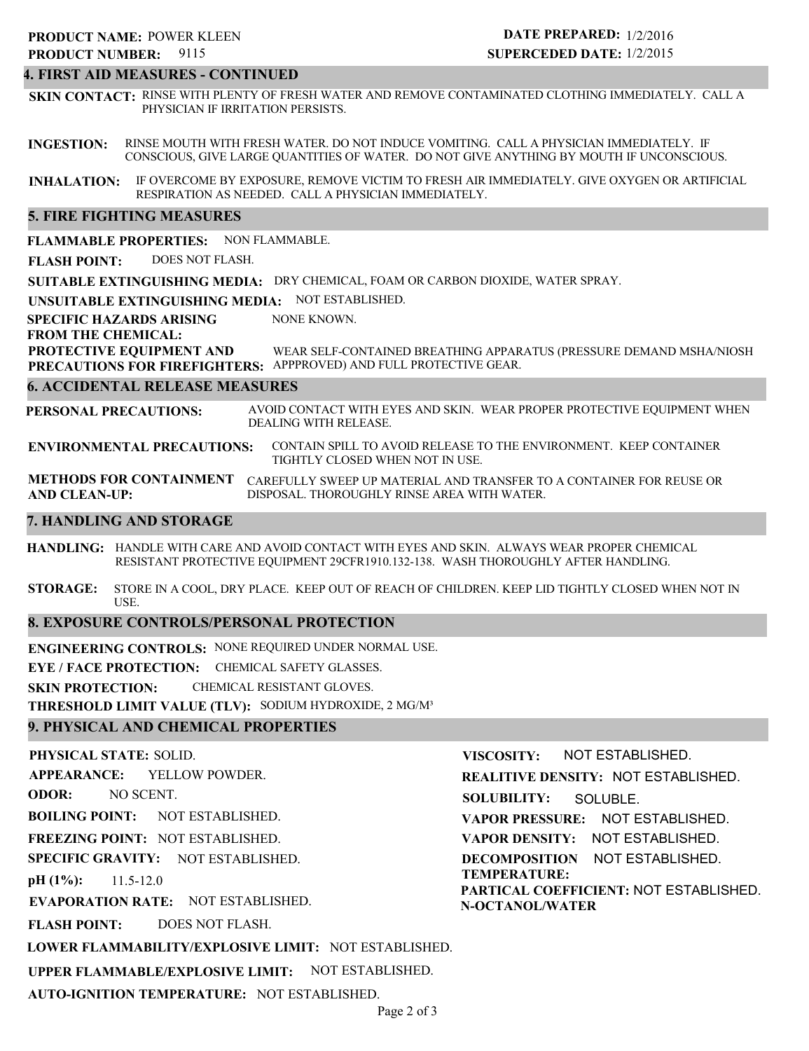**PRODUCT NAME:** POWER KLEEN
**PRODUCT NUMBER:** 9115

**DATE PREPARED:** 1/2/2016
**SUPERCEDED DATE:** 1/2/2015

## 4. FIRST AID MEASURES - CONTINUED

**SKIN CONTACT:** RINSE WITH PLENTY OF FRESH WATER AND REMOVE CONTAMINATED CLOTHING IMMEDIATELY. CALL A PHYSICIAN IF IRRITATION PERSISTS.

**INGESTION:** RINSE MOUTH WITH FRESH WATER. DO NOT INDUCE VOMITING. CALL A PHYSICIAN IMMEDIATELY. IF CONSCIOUS, GIVE LARGE QUANTITIES OF WATER. DO NOT GIVE ANYTHING BY MOUTH IF UNCONSCIOUS.

**INHALATION:** IF OVERCOME BY EXPOSURE, REMOVE VICTIM TO FRESH AIR IMMEDIATELY. GIVE OXYGEN OR ARTIFICIAL RESPIRATION AS NEEDED. CALL A PHYSICIAN IMMEDIATELY.

## 5. FIRE FIGHTING MEASURES

**FLAMMABLE PROPERTIES:** NON FLAMMABLE.

**FLASH POINT:** DOES NOT FLASH.

**SUITABLE EXTINGUISHING MEDIA:** DRY CHEMICAL, FOAM OR CARBON DIOXIDE, WATER SPRAY.

**UNSUITABLE EXTINGUISHING MEDIA:** NOT ESTABLISHED.

**SPECIFIC HAZARDS ARISING FROM THE CHEMICAL:** NONE KNOWN.

**PROTECTIVE EQUIPMENT AND PRECAUTIONS FOR FIREFIGHTERS:** WEAR SELF-CONTAINED BREATHING APPARATUS (PRESSURE DEMAND MSHA/NIOSH APPPROVED) AND FULL PROTECTIVE GEAR.

## 6. ACCIDENTAL RELEASE MEASURES

**PERSONAL PRECAUTIONS:** AVOID CONTACT WITH EYES AND SKIN. WEAR PROPER PROTECTIVE EQUIPMENT WHEN DEALING WITH RELEASE.

**ENVIRONMENTAL PRECAUTIONS:** CONTAIN SPILL TO AVOID RELEASE TO THE ENVIRONMENT. KEEP CONTAINER TIGHTLY CLOSED WHEN NOT IN USE.

**METHODS FOR CONTAINMENT AND CLEAN-UP:** CAREFULLY SWEEP UP MATERIAL AND TRANSFER TO A CONTAINER FOR REUSE OR DISPOSAL. THOROUGHLY RINSE AREA WITH WATER.

## 7. HANDLING AND STORAGE

**HANDLING:** HANDLE WITH CARE AND AVOID CONTACT WITH EYES AND SKIN. ALWAYS WEAR PROPER CHEMICAL RESISTANT PROTECTIVE EQUIPMENT 29CFR1910.132-138. WASH THOROUGHLY AFTER HANDLING.

**STORAGE:** STORE IN A COOL, DRY PLACE. KEEP OUT OF REACH OF CHILDREN. KEEP LID TIGHTLY CLOSED WHEN NOT IN USE.

## 8. EXPOSURE CONTROLS/PERSONAL PROTECTION

**ENGINEERING CONTROLS:** NONE REQUIRED UNDER NORMAL USE.

**EYE / FACE PROTECTION:** CHEMICAL SAFETY GLASSES.

**SKIN PROTECTION:** CHEMICAL RESISTANT GLOVES.

**THRESHOLD LIMIT VALUE (TLV):** SODIUM HYDROXIDE, 2 $MG/M^3$

## 9. PHYSICAL AND CHEMICAL PROPERTIES

**PHYSICAL STATE:** SOLID.

**APPEARANCE:** YELLOW POWDER.

**ODOR:** NO SCENT.

**BOILING POINT:** NOT ESTABLISHED.

**FREEZING POINT:** NOT ESTABLISHED.

**SPECIFIC GRAVITY:** NOT ESTABLISHED.

**pH (1%):** 11.5-12.0

**EVAPORATION RATE:** NOT ESTABLISHED.

**FLASH POINT:** DOES NOT FLASH.

**LOWER FLAMMABILITY/EXPLOSIVE LIMIT:** NOT ESTABLISHED.

**UPPER FLAMMABLE/EXPLOSIVE LIMIT:** NOT ESTABLISHED.

**AUTO-IGNITION TEMPERATURE:** NOT ESTABLISHED.

**VISCOSITY:** NOT ESTABLISHED.

**REALITIVE DENSITY:** NOT ESTABLISHED.

**SOLUBILITY:** SOLUBLE.

**VAPOR PRESSURE:** NOT ESTABLISHED.

**VAPOR DENSITY:** NOT ESTABLISHED.

**DECOMPOSITION TEMPERATURE:** NOT ESTABLISHED.

**PARTICAL COEFFICIENT: N-OCTANOL/WATER** NOT ESTABLISHED.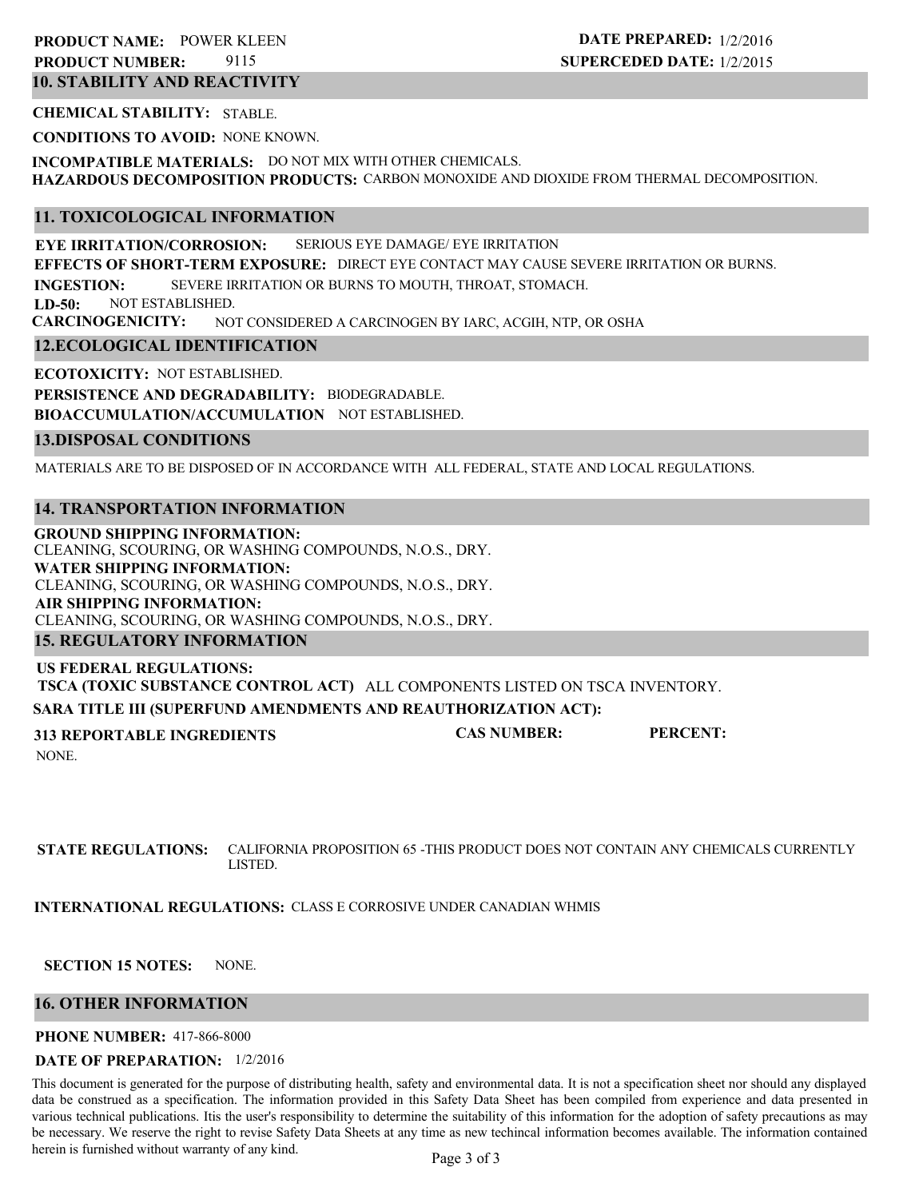**PRODUCT NAME:** POWER KLEEN
**PRODUCT NUMBER:** 9115

**DATE PREPARED:** 1/2/2016
**SUPERCEDED DATE:** 1/2/2015

## 10. STABILITY AND REACTIVITY

**CHEMICAL STABILITY:** STABLE.

**CONDITIONS TO AVOID:** NONE KNOWN.

**INCOMPATIBLE MATERIALS:** DO NOT MIX WITH OTHER CHEMICALS.

**HAZARDOUS DECOMPOSITION PRODUCTS:** CARBON MONOXIDE AND DIOXIDE FROM THERMAL DECOMPOSITION.

## 11. TOXICOLOGICAL INFORMATION

**EYE IRRITATION/CORROSION:** SERIOUS EYE DAMAGE/ EYE IRRITATION

**EFFECTS OF SHORT-TERM EXPOSURE:** DIRECT EYE CONTACT MAY CAUSE SEVERE IRRITATION OR BURNS.

**INGESTION:** SEVERE IRRITATION OR BURNS TO MOUTH, THROAT, STOMACH.

**LD-50:** NOT ESTABLISHED.

**CARCINOGENICITY:** NOT CONSIDERED A CARCINOGEN BY IARC, ACGIH, NTP, OR OSHA

## 12.ECOLOGICAL IDENTIFICATION

**ECOTOXICITY:** NOT ESTABLISHED.

**PERSISTENCE AND DEGRADABILITY:** BIODEGRADABLE.

**BIOACCUMULATION/ACCUMULATION** NOT ESTABLISHED.

## 13.DISPOSAL CONDITIONS

MATERIALS ARE TO BE DISPOSED OF IN ACCORDANCE WITH ALL FEDERAL, STATE AND LOCAL REGULATIONS.

## 14. TRANSPORTATION INFORMATION

**GROUND SHIPPING INFORMATION:**
CLEANING, SCOURING, OR WASHING COMPOUNDS, N.O.S., DRY.

**WATER SHIPPING INFORMATION:**
CLEANING, SCOURING, OR WASHING COMPOUNDS, N.O.S., DRY.

**AIR SHIPPING INFORMATION:**
CLEANING, SCOURING, OR WASHING COMPOUNDS, N.O.S., DRY.

## 15. REGULATORY INFORMATION

**US FEDERAL REGULATIONS:**

**TSCA (TOXIC SUBSTANCE CONTROL ACT)** ALL COMPONENTS LISTED ON TSCA INVENTORY.

**SARA TITLE III (SUPERFUND AMENDMENTS AND REAUTHORIZATION ACT):**

| 313 REPORTABLE INGREDIENTS | CAS NUMBER: | PERCENT: |
| --- | --- | --- |
| NONE. | | |

**STATE REGULATIONS:** CALIFORNIA PROPOSITION 65 -THIS PRODUCT DOES NOT CONTAIN ANY CHEMICALS CURRENTLY LISTED.

**INTERNATIONAL REGULATIONS:** CLASS E CORROSIVE UNDER CANADIAN WHMIS

**SECTION 15 NOTES:** NONE.

## 16. OTHER INFORMATION

**PHONE NUMBER:** 417-866-8000

**DATE OF PREPARATION:** 1/2/2016

This document is generated for the purpose of distributing health, safety and environmental data. It is not a specification sheet nor should any displayed data be construed as a specification. The information provided in this Safety Data Sheet has been compiled from experience and data presented in various technical publications. Itis the user's responsibility to determine the suitability of this information for the adoption of safety precautions as may be necessary. We reserve the right to revise Safety Data Sheets at any time as new techincal information becomes available. The information contained herein is furnished without warranty of any kind.